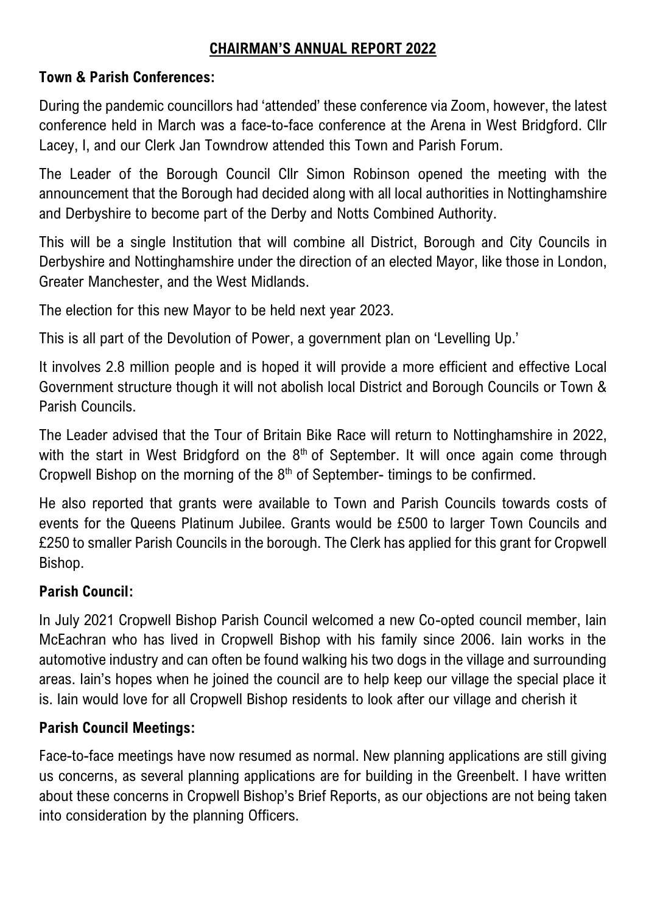# CHAIRMAN'S ANNUAL REPORT 2022

## Town & Parish Conferences:

During the pandemic councillors had 'attended' these conference via Zoom, however, the latest conference held in March was a face-to-face conference at the Arena in West Bridgford. Cllr Lacey, I, and our Clerk Jan Towndrow attended this Town and Parish Forum.

The Leader of the Borough Council Cllr Simon Robinson opened the meeting with the announcement that the Borough had decided along with all local authorities in Nottinghamshire and Derbyshire to become part of the Derby and Notts Combined Authority.

This will be a single Institution that will combine all District, Borough and City Councils in Derbyshire and Nottinghamshire under the direction of an elected Mayor, like those in London, Greater Manchester, and the West Midlands.

The election for this new Mayor to be held next year 2023.

This is all part of the Devolution of Power, a government plan on 'Levelling Up.'

It involves 2.8 million people and is hoped it will provide a more efficient and effective Local Government structure though it will not abolish local District and Borough Councils or Town & Parish Councils.

The Leader advised that the Tour of Britain Bike Race will return to Nottinghamshire in 2022, with the start in West Bridgford on the 8th of September. It will once again come through Cropwell Bishop on the morning of the 8th of September- timings to be confirmed.

He also reported that grants were available to Town and Parish Councils towards costs of events for the Queens Platinum Jubilee. Grants would be £500 to larger Town Councils and £250 to smaller Parish Councils in the borough. The Clerk has applied for this grant for Cropwell Bishop.

## Parish Council:

In July 2021 Cropwell Bishop Parish Council welcomed a new Co-opted council member, Iain McEachran who has lived in Cropwell Bishop with his family since 2006. Iain works in the automotive industry and can often be found walking his two dogs in the village and surrounding areas. Iain's hopes when he joined the council are to help keep our village the special place it is. Iain would love for all Cropwell Bishop residents to look after our village and cherish it

## Parish Council Meetings:

Face-to-face meetings have now resumed as normal. New planning applications are still giving us concerns, as several planning applications are for building in the Greenbelt. I have written about these concerns in Cropwell Bishop's Brief Reports, as our objections are not being taken into consideration by the planning Officers.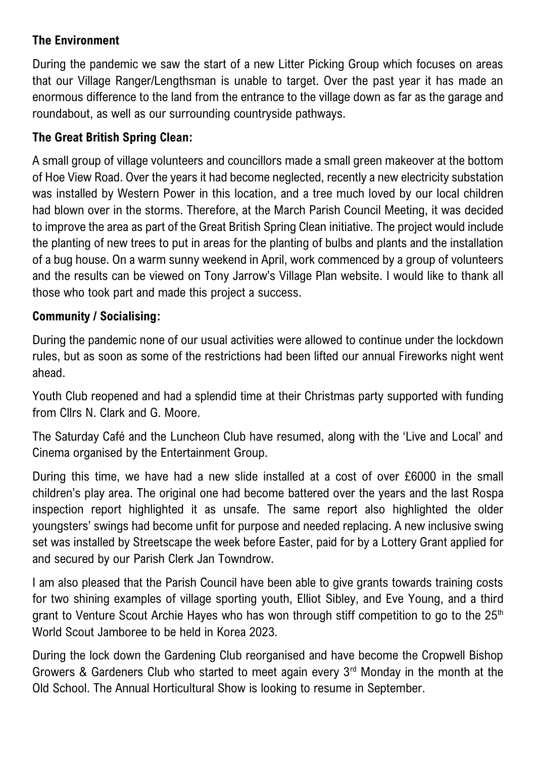**The Environment**

During the pandemic we saw the start of a new Litter Picking Group which focuses on areas that our Village Ranger/Lengthsman is unable to target. Over the past year it has made an enormous difference to the land from the entrance to the village down as far as the garage and roundabout, as well as our surrounding countryside pathways.

**The Great British Spring Clean:**

A small group of village volunteers and councillors made a small green makeover at the bottom of Hoe View Road. Over the years it had become neglected, recently a new electricity substation was installed by Western Power in this location, and a tree much loved by our local children had blown over in the storms. Therefore, at the March Parish Council Meeting, it was decided to improve the area as part of the Great British Spring Clean initiative. The project would include the planting of new trees to put in areas for the planting of bulbs and plants and the installation of a bug house. On a warm sunny weekend in April, work commenced by a group of volunteers and the results can be viewed on Tony Jarrow's Village Plan website. I would like to thank all those who took part and made this project a success.

**Community / Socialising:**

During the pandemic none of our usual activities were allowed to continue under the lockdown rules, but as soon as some of the restrictions had been lifted our annual Fireworks night went ahead.

Youth Club reopened and had a splendid time at their Christmas party supported with funding from Cllrs N. Clark and G. Moore.

The Saturday Café and the Luncheon Club have resumed, along with the 'Live and Local' and Cinema organised by the Entertainment Group.

During this time, we have had a new slide installed at a cost of over £6000 in the small children's play area. The original one had become battered over the years and the last Rospa inspection report highlighted it as unsafe. The same report also highlighted the older youngsters' swings had become unfit for purpose and needed replacing. A new inclusive swing set was installed by Streetscape the week before Easter, paid for by a Lottery Grant applied for and secured by our Parish Clerk Jan Towndrow.

I am also pleased that the Parish Council have been able to give grants towards training costs for two shining examples of village sporting youth, Elliot Sibley, and Eve Young, and a third grant to Venture Scout Archie Hayes who has won through stiff competition to go to the 25th World Scout Jamboree to be held in Korea 2023.

During the lock down the Gardening Club reorganised and have become the Cropwell Bishop Growers & Gardeners Club who started to meet again every 3rd Monday in the month at the Old School. The Annual Horticultural Show is looking to resume in September.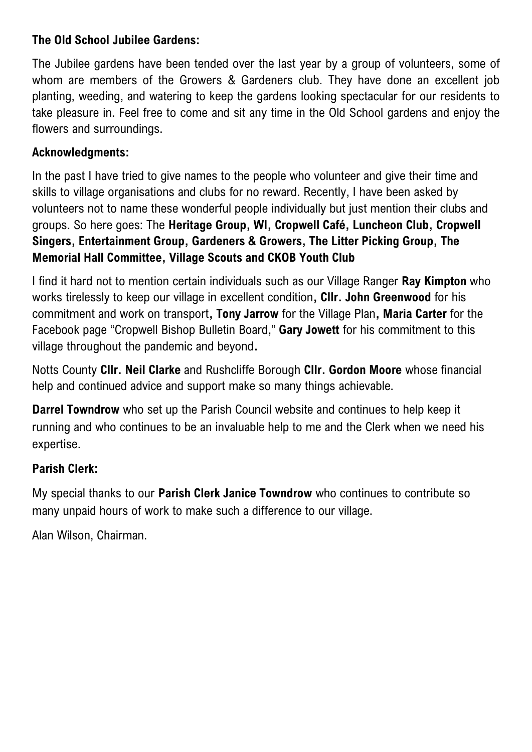**The Old School Jubilee Gardens:**

The Jubilee gardens have been tended over the last year by a group of volunteers, some of whom are members of the Growers & Gardeners club. They have done an excellent job planting, weeding, and watering to keep the gardens looking spectacular for our residents to take pleasure in. Feel free to come and sit any time in the Old School gardens and enjoy the flowers and surroundings.

**Acknowledgments:**

In the past I have tried to give names to the people who volunteer and give their time and skills to village organisations and clubs for no reward. Recently, I have been asked by volunteers not to name these wonderful people individually but just mention their clubs and groups. So here goes: The **Heritage Group, WI, Cropwell Café, Luncheon Club, Cropwell Singers, Entertainment Group, Gardeners & Growers, The Litter Picking Group, The Memorial Hall Committee, Village Scouts and CKOB Youth Club**

I find it hard not to mention certain individuals such as our Village Ranger **Ray Kimpton** who works tirelessly to keep our village in excellent condition**, Cllr. John Greenwood** for his commitment and work on transport**, Tony Jarrow** for the Village Plan**, Maria Carter** for the Facebook page "Cropwell Bishop Bulletin Board," **Gary Jowett** for his commitment to this village throughout the pandemic and beyond**.**

Notts County **Cllr. Neil Clarke** and Rushcliffe Borough **Cllr. Gordon Moore** whose financial help and continued advice and support make so many things achievable.

**Darrel Towndrow** who set up the Parish Council website and continues to help keep it running and who continues to be an invaluable help to me and the Clerk when we need his expertise.

**Parish Clerk:**

My special thanks to our **Parish Clerk Janice Towndrow** who continues to contribute so many unpaid hours of work to make such a difference to our village.

Alan Wilson, Chairman.